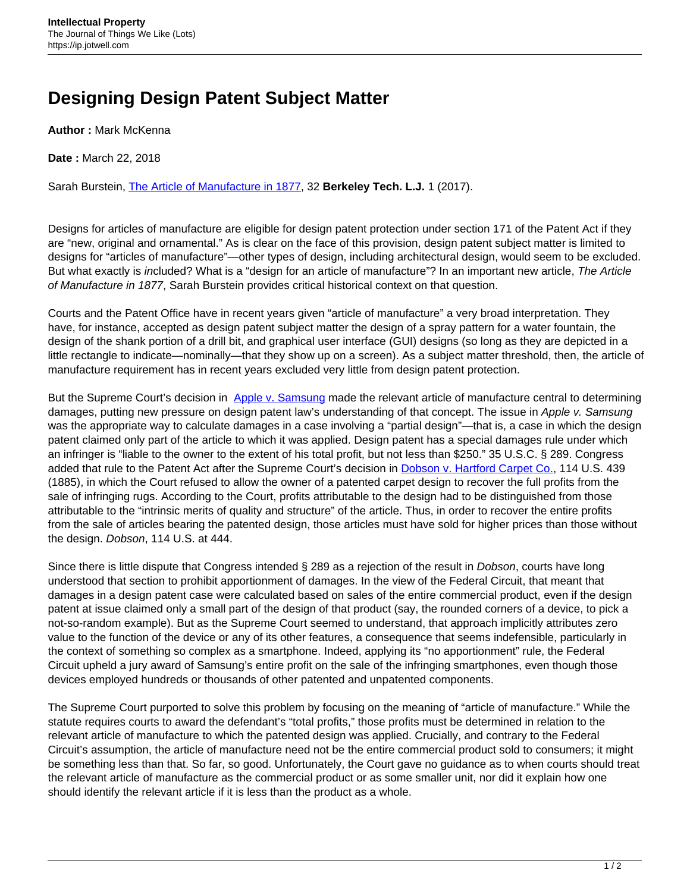# Designing Design Patent Subject Matter

**Author :** Mark McKenna

**Date :** March 22, 2018

Sarah Burstein, [The Article of Manufacture in 1877](), 32 **Berkeley Tech. L.J.** 1 (2017).

Designs for articles of manufacture are eligible for design patent protection under section 171 of the Patent Act if they are "new, original and ornamental." As is clear on the face of this provision, design patent subject matter is limited to designs for "articles of manufacture"—other types of design, including architectural design, would seem to be excluded. But what exactly is *in*cluded? What is a "design for an article of manufacture"? In an important new article, *The Article of Manufacture in 1877*, Sarah Burstein provides critical historical context on that question.

Courts and the Patent Office have in recent years given "article of manufacture" a very broad interpretation. They have, for instance, accepted as design patent subject matter the design of a spray pattern for a water fountain, the design of the shank portion of a drill bit, and graphical user interface (GUI) designs (so long as they are depicted in a little rectangle to indicate—nominally—that they show up on a screen). As a subject matter threshold, then, the article of manufacture requirement has in recent years excluded very little from design patent protection.

But the Supreme Court's decision in [Apple v. Samsung]() made the relevant article of manufacture central to determining damages, putting new pressure on design patent law's understanding of that concept. The issue in *Apple v. Samsung* was the appropriate way to calculate damages in a case involving a "partial design"—that is, a case in which the design patent claimed only part of the article to which it was applied. Design patent has a special damages rule under which an infringer is "liable to the owner to the extent of his total profit, but not less than $250." 35 U.S.C. § 289. Congress added that rule to the Patent Act after the Supreme Court's decision in [Dobson v. Hartford Carpet Co.](), 114 U.S. 439 (1885), in which the Court refused to allow the owner of a patented carpet design to recover the full profits from the sale of infringing rugs. According to the Court, profits attributable to the design had to be distinguished from those attributable to the "intrinsic merits of quality and structure" of the article. Thus, in order to recover the entire profits from the sale of articles bearing the patented design, those articles must have sold for higher prices than those without the design. *Dobson*, 114 U.S. at 444.

Since there is little dispute that Congress intended § 289 as a rejection of the result in *Dobson*, courts have long understood that section to prohibit apportionment of damages. In the view of the Federal Circuit, that meant that damages in a design patent case were calculated based on sales of the entire commercial product, even if the design patent at issue claimed only a small part of the design of that product (say, the rounded corners of a device, to pick a not-so-random example). But as the Supreme Court seemed to understand, that approach implicitly attributes zero value to the function of the device or any of its other features, a consequence that seems indefensible, particularly in the context of something so complex as a smartphone. Indeed, applying its "no apportionment" rule, the Federal Circuit upheld a jury award of Samsung's entire profit on the sale of the infringing smartphones, even though those devices employed hundreds or thousands of other patented and unpatented components.

The Supreme Court purported to solve this problem by focusing on the meaning of "article of manufacture." While the statute requires courts to award the defendant's "total profits," those profits must be determined in relation to the relevant article of manufacture to which the patented design was applied. Crucially, and contrary to the Federal Circuit's assumption, the article of manufacture need not be the entire commercial product sold to consumers; it might be something less than that. So far, so good. Unfortunately, the Court gave no guidance as to when courts should treat the relevant article of manufacture as the commercial product or as some smaller unit, nor did it explain how one should identify the relevant article if it is less than the product as a whole.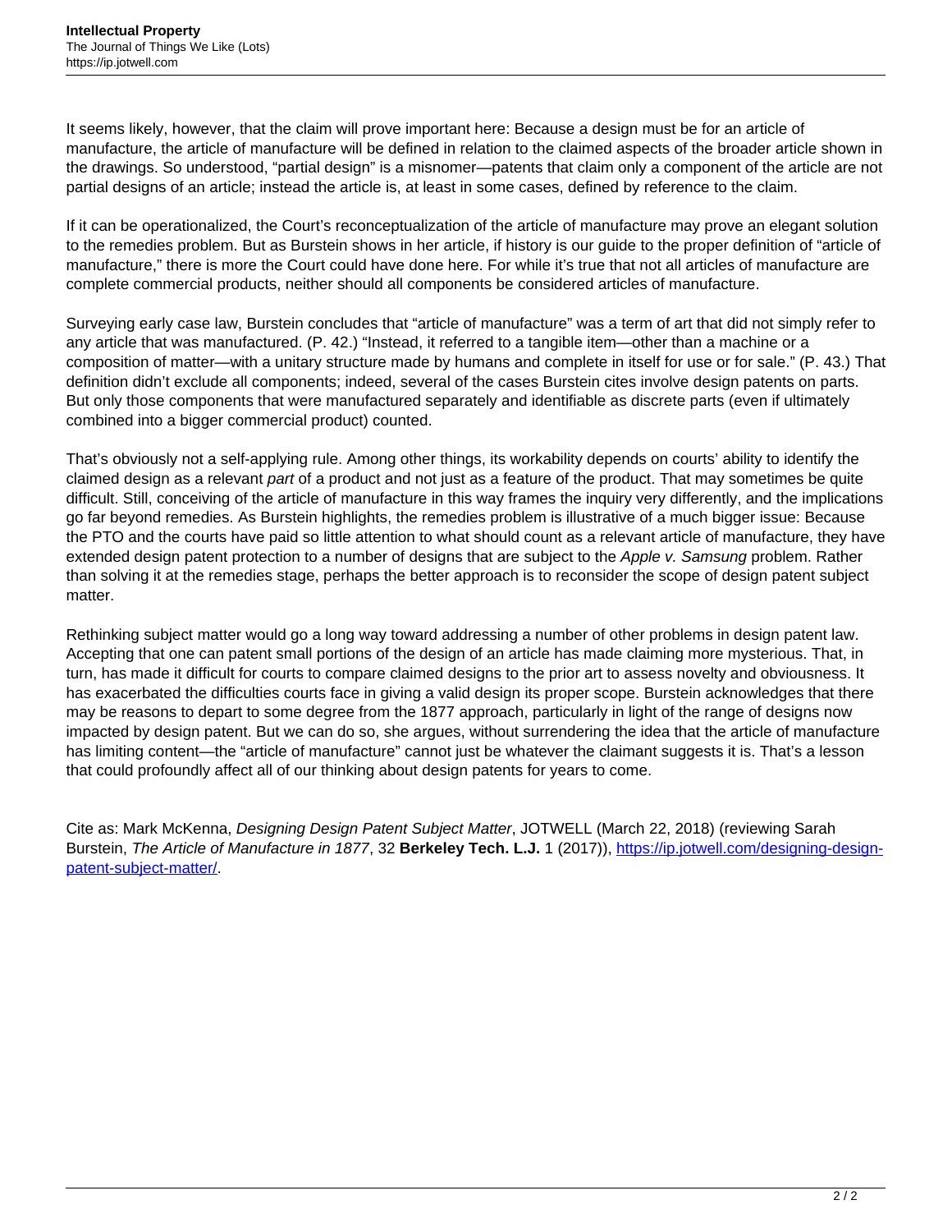It seems likely, however, that the claim will prove important here: Because a design must be for an article of manufacture, the article of manufacture will be defined in relation to the claimed aspects of the broader article shown in the drawings. So understood, "partial design" is a misnomer—patents that claim only a component of the article are not partial designs of an article; instead the article is, at least in some cases, defined by reference to the claim.

If it can be operationalized, the Court's reconceptualization of the article of manufacture may prove an elegant solution to the remedies problem. But as Burstein shows in her article, if history is our guide to the proper definition of "article of manufacture," there is more the Court could have done here. For while it's true that not all articles of manufacture are complete commercial products, neither should all components be considered articles of manufacture.

Surveying early case law, Burstein concludes that "article of manufacture" was a term of art that did not simply refer to any article that was manufactured. (P. 42.) "Instead, it referred to a tangible item—other than a machine or a composition of matter—with a unitary structure made by humans and complete in itself for use or for sale." (P. 43.) That definition didn't exclude all components; indeed, several of the cases Burstein cites involve design patents on parts. But only those components that were manufactured separately and identifiable as discrete parts (even if ultimately combined into a bigger commercial product) counted.

That's obviously not a self-applying rule. Among other things, its workability depends on courts' ability to identify the claimed design as a relevant *part* of a product and not just as a feature of the product. That may sometimes be quite difficult. Still, conceiving of the article of manufacture in this way frames the inquiry very differently, and the implications go far beyond remedies. As Burstein highlights, the remedies problem is illustrative of a much bigger issue: Because the PTO and the courts have paid so little attention to what should count as a relevant article of manufacture, they have extended design patent protection to a number of designs that are subject to the *Apple v. Samsung* problem. Rather than solving it at the remedies stage, perhaps the better approach is to reconsider the scope of design patent subject matter.

Rethinking subject matter would go a long way toward addressing a number of other problems in design patent law. Accepting that one can patent small portions of the design of an article has made claiming more mysterious. That, in turn, has made it difficult for courts to compare claimed designs to the prior art to assess novelty and obviousness. It has exacerbated the difficulties courts face in giving a valid design its proper scope. Burstein acknowledges that there may be reasons to depart to some degree from the 1877 approach, particularly in light of the range of designs now impacted by design patent. But we can do so, she argues, without surrendering the idea that the article of manufacture has limiting content—the "article of manufacture" cannot just be whatever the claimant suggests it is. That's a lesson that could profoundly affect all of our thinking about design patents for years to come.

Cite as: Mark McKenna, *Designing Design Patent Subject Matter*, JOTWELL (March 22, 2018) (reviewing Sarah Burstein, *The Article of Manufacture in 1877*, 32 **Berkeley Tech. L.J.** 1 (2017)), https://ip.jotwell.com/designing-design-patent-subject-matter/.